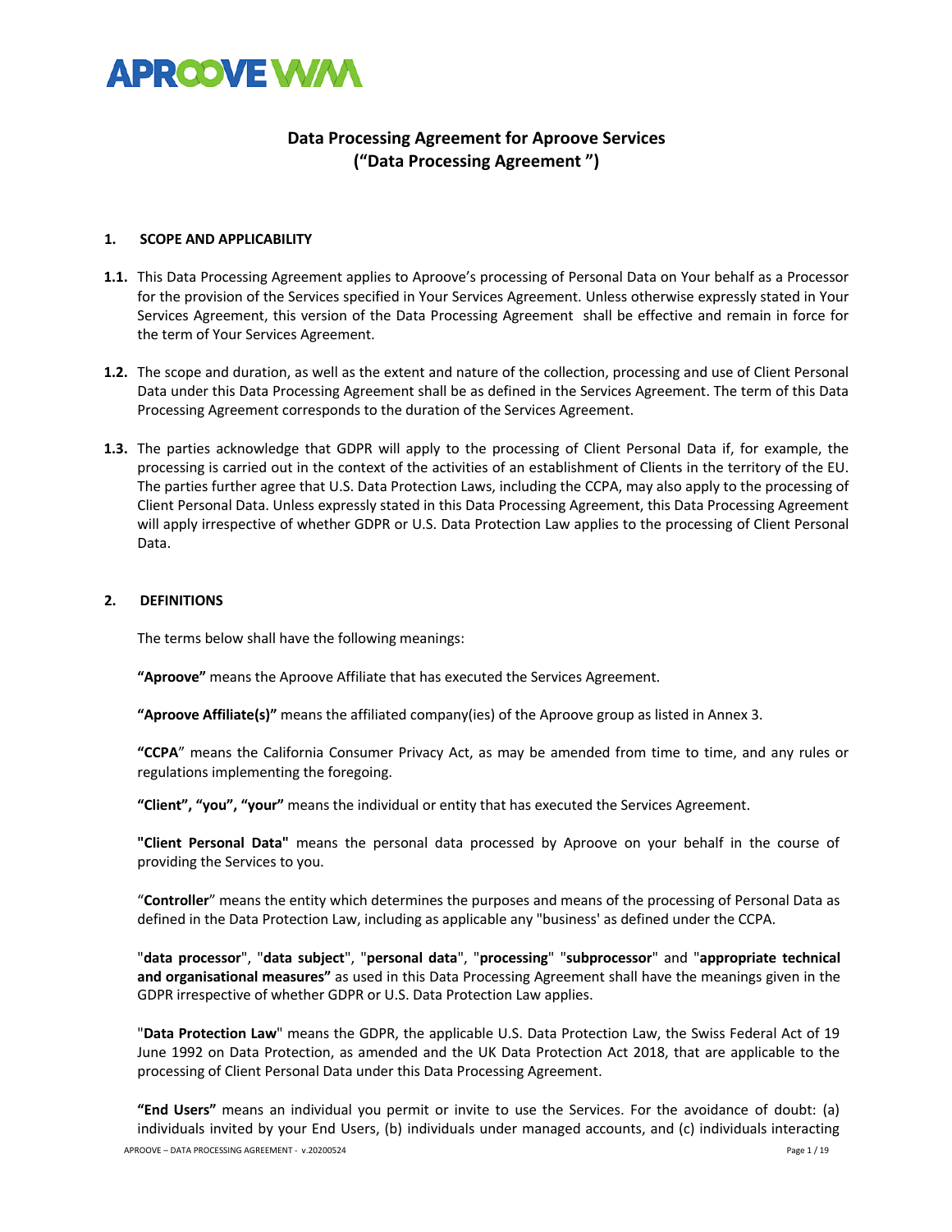# Data Processing Agreement for Aproove Services
## (“Data Processing Agreement ”)

### 1. SCOPE AND APPLICABILITY

**1.1.** This Data Processing Agreement applies to Aproove’s processing of Personal Data on Your behalf as a Processor for the provision of the Services specified in Your Services Agreement. Unless otherwise expressly stated in Your Services Agreement, this version of the Data Processing Agreement shall be effective and remain in force for the term of Your Services Agreement.

**1.2.** The scope and duration, as well as the extent and nature of the collection, processing and use of Client Personal Data under this Data Processing Agreement shall be as defined in the Services Agreement. The term of this Data Processing Agreement corresponds to the duration of the Services Agreement.

**1.3.** The parties acknowledge that GDPR will apply to the processing of Client Personal Data if, for example, the processing is carried out in the context of the activities of an establishment of Clients in the territory of the EU. The parties further agree that U.S. Data Protection Laws, including the CCPA, may also apply to the processing of Client Personal Data. Unless expressly stated in this Data Processing Agreement, this Data Processing Agreement will apply irrespective of whether GDPR or U.S. Data Protection Law applies to the processing of Client Personal Data.

### 2. DEFINITIONS

The terms below shall have the following meanings:

**“Aproove”** means the Aproove Affiliate that has executed the Services Agreement.

**“Aproove Affiliate(s)”** means the affiliated company(ies) of the Aproove group as listed in Annex 3.

“**CCPA**” means the California Consumer Privacy Act, as may be amended from time to time, and any rules or regulations implementing the foregoing.

**“Client”, “you”, “your”** means the individual or entity that has executed the Services Agreement.

**"Client Personal Data"** means the personal data processed by Aproove on your behalf in the course of providing the Services to you.

“**Controller**” means the entity which determines the purposes and means of the processing of Personal Data as defined in the Data Protection Law, including as applicable any "business' as defined under the CCPA.

"**data processor**", "**data subject**", "**personal data**", "**processing**" "**subprocessor**" and "**appropriate technical and organisational measures”** as used in this Data Processing Agreement shall have the meanings given in the GDPR irrespective of whether GDPR or U.S. Data Protection Law applies.

"**Data Protection Law**" means the GDPR, the applicable U.S. Data Protection Law, the Swiss Federal Act of 19 June 1992 on Data Protection, as amended and the UK Data Protection Act 2018, that are applicable to the processing of Client Personal Data under this Data Processing Agreement.

**“End Users”** means an individual you permit or invite to use the Services. For the avoidance of doubt: (a) individuals invited by your End Users, (b) individuals under managed accounts, and (c) individuals interacting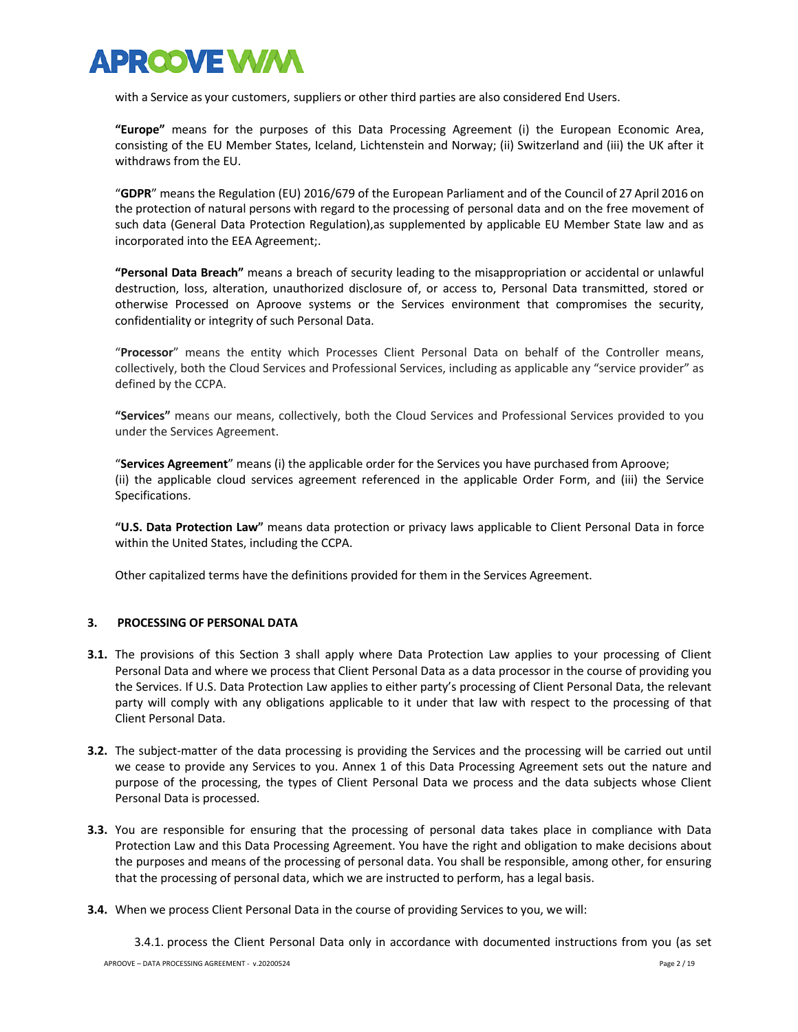with a Service as your customers, suppliers or other third parties are also considered End Users.

**"Europe"** means for the purposes of this Data Processing Agreement (i) the European Economic Area, consisting of the EU Member States, Iceland, Lichtenstein and Norway; (ii) Switzerland and (iii) the UK after it withdraws from the EU.

"**GDPR**" means the Regulation (EU) 2016/679 of the European Parliament and of the Council of 27 April 2016 on the protection of natural persons with regard to the processing of personal data and on the free movement of such data (General Data Protection Regulation),as supplemented by applicable EU Member State law and as incorporated into the EEA Agreement;.

**"Personal Data Breach"** means a breach of security leading to the misappropriation or accidental or unlawful destruction, loss, alteration, unauthorized disclosure of, or access to, Personal Data transmitted, stored or otherwise Processed on Aproove systems or the Services environment that compromises the security, confidentiality or integrity of such Personal Data.

"**Processor**" means the entity which Processes Client Personal Data on behalf of the Controller means, collectively, both the Cloud Services and Professional Services, including as applicable any "service provider" as defined by the CCPA.

**"Services"** means our means, collectively, both the Cloud Services and Professional Services provided to you under the Services Agreement.

"**Services Agreement**" means (i) the applicable order for the Services you have purchased from Aproove;
(ii) the applicable cloud services agreement referenced in the applicable Order Form, and (iii) the Service Specifications.

**"U.S. Data Protection Law"** means data protection or privacy laws applicable to Client Personal Data in force within the United States, including the CCPA.

Other capitalized terms have the definitions provided for them in the Services Agreement.

## 3. PROCESSING OF PERSONAL DATA

**3.1.** The provisions of this Section 3 shall apply where Data Protection Law applies to your processing of Client Personal Data and where we process that Client Personal Data as a data processor in the course of providing you the Services. If U.S. Data Protection Law applies to either party's processing of Client Personal Data, the relevant party will comply with any obligations applicable to it under that law with respect to the processing of that Client Personal Data.

**3.2.** The subject-matter of the data processing is providing the Services and the processing will be carried out until we cease to provide any Services to you. Annex 1 of this Data Processing Agreement sets out the nature and purpose of the processing, the types of Client Personal Data we process and the data subjects whose Client Personal Data is processed.

**3.3.** You are responsible for ensuring that the processing of personal data takes place in compliance with Data Protection Law and this Data Processing Agreement. You have the right and obligation to make decisions about the purposes and means of the processing of personal data. You shall be responsible, among other, for ensuring that the processing of personal data, which we are instructed to perform, has a legal basis.

**3.4.** When we process Client Personal Data in the course of providing Services to you, we will:

3.4.1. process the Client Personal Data only in accordance with documented instructions from you (as set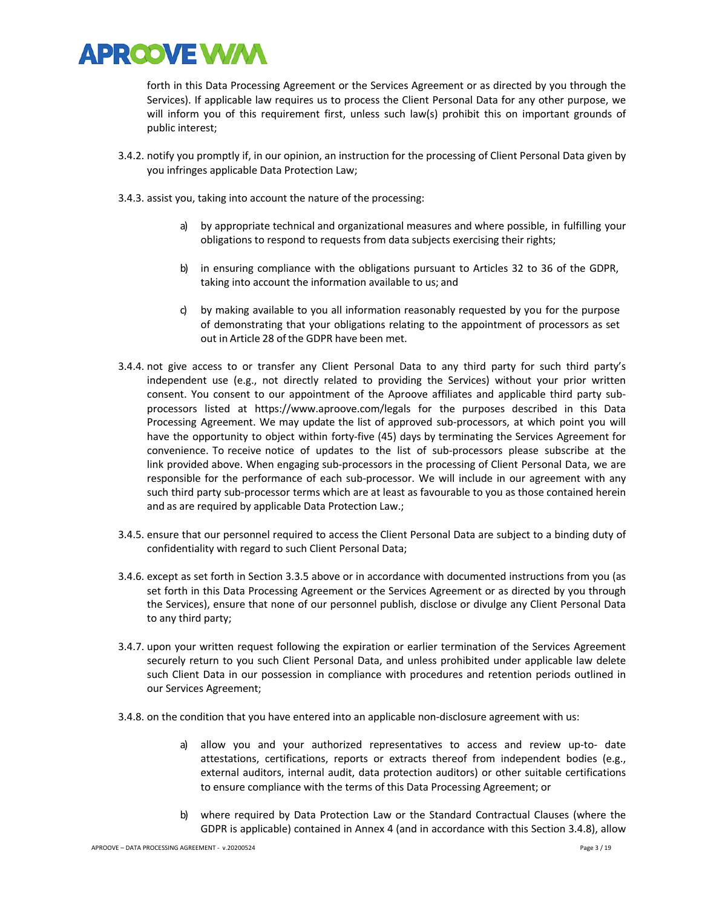forth in this Data Processing Agreement or the Services Agreement or as directed by you through the Services). If applicable law requires us to process the Client Personal Data for any other purpose, we will inform you of this requirement first, unless such law(s) prohibit this on important grounds of public interest;

3.4.2. notify you promptly if, in our opinion, an instruction for the processing of Client Personal Data given by you infringes applicable Data Protection Law;

3.4.3. assist you, taking into account the nature of the processing:

a) by appropriate technical and organizational measures and where possible, in fulfilling your obligations to respond to requests from data subjects exercising their rights;

b) in ensuring compliance with the obligations pursuant to Articles 32 to 36 of the GDPR, taking into account the information available to us; and

c) by making available to you all information reasonably requested by you for the purpose of demonstrating that your obligations relating to the appointment of processors as set out in Article 28 of the GDPR have been met.

3.4.4. not give access to or transfer any Client Personal Data to any third party for such third party's independent use (e.g., not directly related to providing the Services) without your prior written consent. You consent to our appointment of the Aproove affiliates and applicable third party sub-processors listed at https://www.aproove.com/legals for the purposes described in this Data Processing Agreement. We may update the list of approved sub-processors, at which point you will have the opportunity to object within forty-five (45) days by terminating the Services Agreement for convenience. To receive notice of updates to the list of sub-processors please subscribe at the link provided above. When engaging sub-processors in the processing of Client Personal Data, we are responsible for the performance of each sub-processor. We will include in our agreement with any such third party sub-processor terms which are at least as favourable to you as those contained herein and as are required by applicable Data Protection Law.;

3.4.5. ensure that our personnel required to access the Client Personal Data are subject to a binding duty of confidentiality with regard to such Client Personal Data;

3.4.6. except as set forth in Section 3.3.5 above or in accordance with documented instructions from you (as set forth in this Data Processing Agreement or the Services Agreement or as directed by you through the Services), ensure that none of our personnel publish, disclose or divulge any Client Personal Data to any third party;

3.4.7. upon your written request following the expiration or earlier termination of the Services Agreement securely return to you such Client Personal Data, and unless prohibited under applicable law delete such Client Data in our possession in compliance with procedures and retention periods outlined in our Services Agreement;

3.4.8. on the condition that you have entered into an applicable non-disclosure agreement with us:

a) allow you and your authorized representatives to access and review up-to- date attestations, certifications, reports or extracts thereof from independent bodies (e.g., external auditors, internal audit, data protection auditors) or other suitable certifications to ensure compliance with the terms of this Data Processing Agreement; or

b) where required by Data Protection Law or the Standard Contractual Clauses (where the GDPR is applicable) contained in Annex 4 (and in accordance with this Section 3.4.8), allow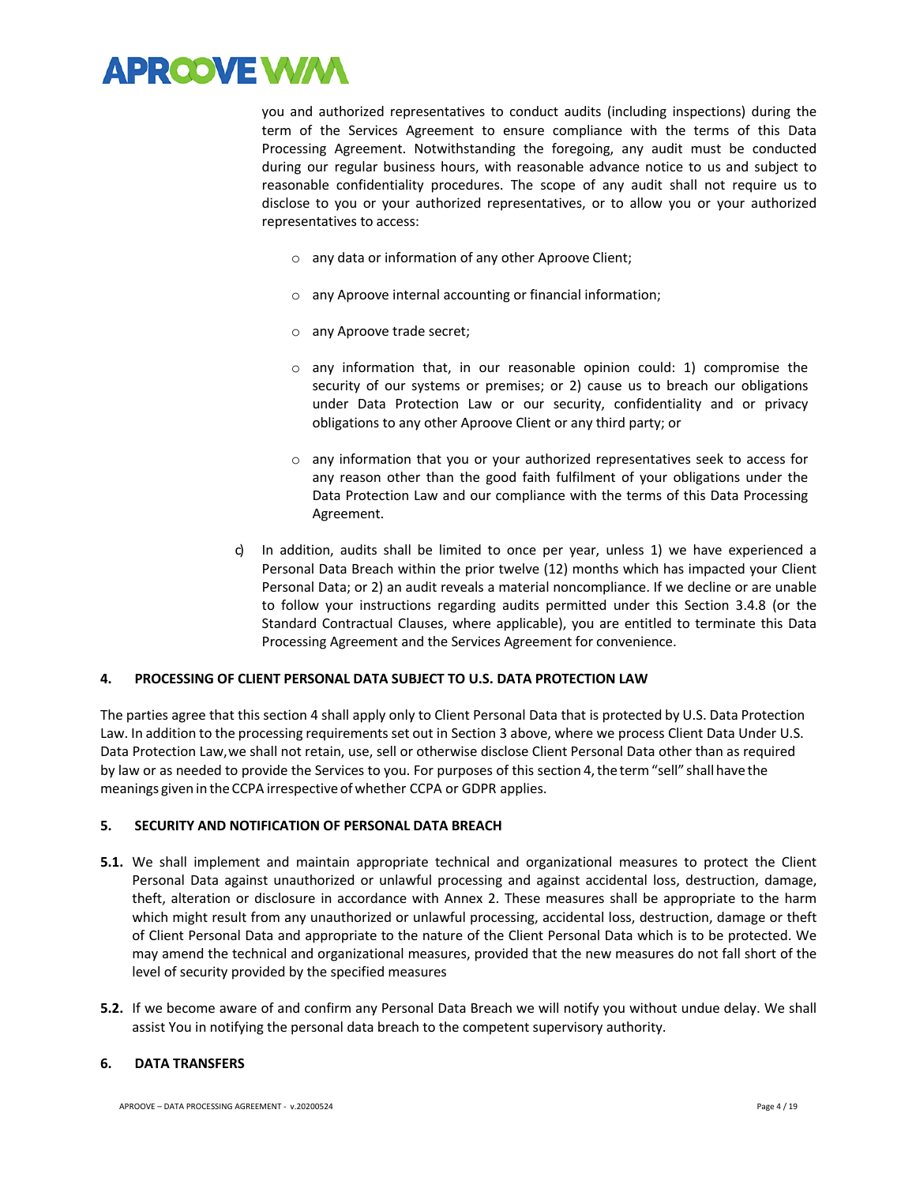you and authorized representatives to conduct audits (including inspections) during the term of the Services Agreement to ensure compliance with the terms of this Data Processing Agreement. Notwithstanding the foregoing, any audit must be conducted during our regular business hours, with reasonable advance notice to us and subject to reasonable confidentiality procedures. The scope of any audit shall not require us to disclose to you or your authorized representatives, or to allow you or your authorized representatives to access:

- any data or information of any other Aproove Client;
- any Aproove internal accounting or financial information;
- any Aproove trade secret;
- any information that, in our reasonable opinion could: 1) compromise the security of our systems or premises; or 2) cause us to breach our obligations under Data Protection Law or our security, confidentiality and or privacy obligations to any other Aproove Client or any third party; or
- any information that you or your authorized representatives seek to access for any reason other than the good faith fulfilment of your obligations under the Data Protection Law and our compliance with the terms of this Data Processing Agreement.

c) In addition, audits shall be limited to once per year, unless 1) we have experienced a Personal Data Breach within the prior twelve (12) months which has impacted your Client Personal Data; or 2) an audit reveals a material noncompliance. If we decline or are unable to follow your instructions regarding audits permitted under this Section 3.4.8 (or the Standard Contractual Clauses, where applicable), you are entitled to terminate this Data Processing Agreement and the Services Agreement for convenience.

## 4. PROCESSING OF CLIENT PERSONAL DATA SUBJECT TO U.S. DATA PROTECTION LAW

The parties agree that this section 4 shall apply only to Client Personal Data that is protected by U.S. Data Protection Law. In addition to the processing requirements set out in Section 3 above, where we process Client Data Under U.S. Data Protection Law,we shall not retain, use, sell or otherwise disclose Client Personal Data other than as required by law or as needed to provide the Services to you. For purposes of this section 4, the term "sell" shall have the meanings given in the CCPA irrespective of whether CCPA or GDPR applies.

## 5. SECURITY AND NOTIFICATION OF PERSONAL DATA BREACH

**5.1.** We shall implement and maintain appropriate technical and organizational measures to protect the Client Personal Data against unauthorized or unlawful processing and against accidental loss, destruction, damage, theft, alteration or disclosure in accordance with Annex 2. These measures shall be appropriate to the harm which might result from any unauthorized or unlawful processing, accidental loss, destruction, damage or theft of Client Personal Data and appropriate to the nature of the Client Personal Data which is to be protected. We may amend the technical and organizational measures, provided that the new measures do not fall short of the level of security provided by the specified measures

**5.2.** If we become aware of and confirm any Personal Data Breach we will notify you without undue delay. We shall assist You in notifying the personal data breach to the competent supervisory authority.

## 6. DATA TRANSFERS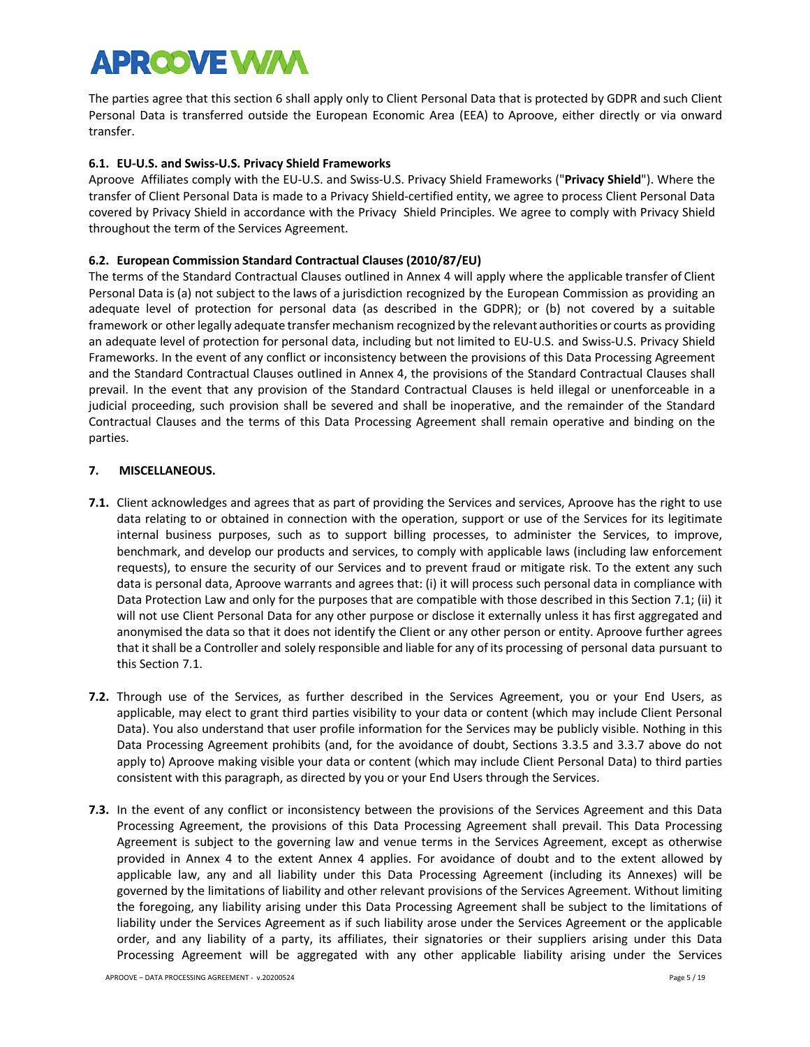The parties agree that this section 6 shall apply only to Client Personal Data that is protected by GDPR and such Client Personal Data is transferred outside the European Economic Area (EEA) to Aproove, either directly or via onward transfer.

### 6.1. EU-U.S. and Swiss-U.S. Privacy Shield Frameworks

Aproove Affiliates comply with the EU-U.S. and Swiss-U.S. Privacy Shield Frameworks ("**Privacy Shield**"). Where the transfer of Client Personal Data is made to a Privacy Shield-certified entity, we agree to process Client Personal Data covered by Privacy Shield in accordance with the Privacy Shield Principles. We agree to comply with Privacy Shield throughout the term of the Services Agreement.

### 6.2. European Commission Standard Contractual Clauses (2010/87/EU)

The terms of the Standard Contractual Clauses outlined in Annex 4 will apply where the applicable transfer of Client Personal Data is (a) not subject to the laws of a jurisdiction recognized by the European Commission as providing an adequate level of protection for personal data (as described in the GDPR); or (b) not covered by a suitable framework or other legally adequate transfer mechanism recognized by the relevant authorities or courts as providing an adequate level of protection for personal data, including but not limited to EU-U.S. and Swiss-U.S. Privacy Shield Frameworks. In the event of any conflict or inconsistency between the provisions of this Data Processing Agreement and the Standard Contractual Clauses outlined in Annex 4, the provisions of the Standard Contractual Clauses shall prevail. In the event that any provision of the Standard Contractual Clauses is held illegal or unenforceable in a judicial proceeding, such provision shall be severed and shall be inoperative, and the remainder of the Standard Contractual Clauses and the terms of this Data Processing Agreement shall remain operative and binding on the parties.

## 7. MISCELLANEOUS.

**7.1.** Client acknowledges and agrees that as part of providing the Services and services, Aproove has the right to use data relating to or obtained in connection with the operation, support or use of the Services for its legitimate internal business purposes, such as to support billing processes, to administer the Services, to improve, benchmark, and develop our products and services, to comply with applicable laws (including law enforcement requests), to ensure the security of our Services and to prevent fraud or mitigate risk. To the extent any such data is personal data, Aproove warrants and agrees that: (i) it will process such personal data in compliance with Data Protection Law and only for the purposes that are compatible with those described in this Section 7.1; (ii) it will not use Client Personal Data for any other purpose or disclose it externally unless it has first aggregated and anonymised the data so that it does not identify the Client or any other person or entity. Aproove further agrees that it shall be a Controller and solely responsible and liable for any of its processing of personal data pursuant to this Section 7.1.

**7.2.** Through use of the Services, as further described in the Services Agreement, you or your End Users, as applicable, may elect to grant third parties visibility to your data or content (which may include Client Personal Data). You also understand that user profile information for the Services may be publicly visible. Nothing in this Data Processing Agreement prohibits (and, for the avoidance of doubt, Sections 3.3.5 and 3.3.7 above do not apply to) Aproove making visible your data or content (which may include Client Personal Data) to third parties consistent with this paragraph, as directed by you or your End Users through the Services.

**7.3.** In the event of any conflict or inconsistency between the provisions of the Services Agreement and this Data Processing Agreement, the provisions of this Data Processing Agreement shall prevail. This Data Processing Agreement is subject to the governing law and venue terms in the Services Agreement, except as otherwise provided in Annex 4 to the extent Annex 4 applies. For avoidance of doubt and to the extent allowed by applicable law, any and all liability under this Data Processing Agreement (including its Annexes) will be governed by the limitations of liability and other relevant provisions of the Services Agreement. Without limiting the foregoing, any liability arising under this Data Processing Agreement shall be subject to the limitations of liability under the Services Agreement as if such liability arose under the Services Agreement or the applicable order, and any liability of a party, its affiliates, their signatories or their suppliers arising under this Data Processing Agreement will be aggregated with any other applicable liability arising under the Services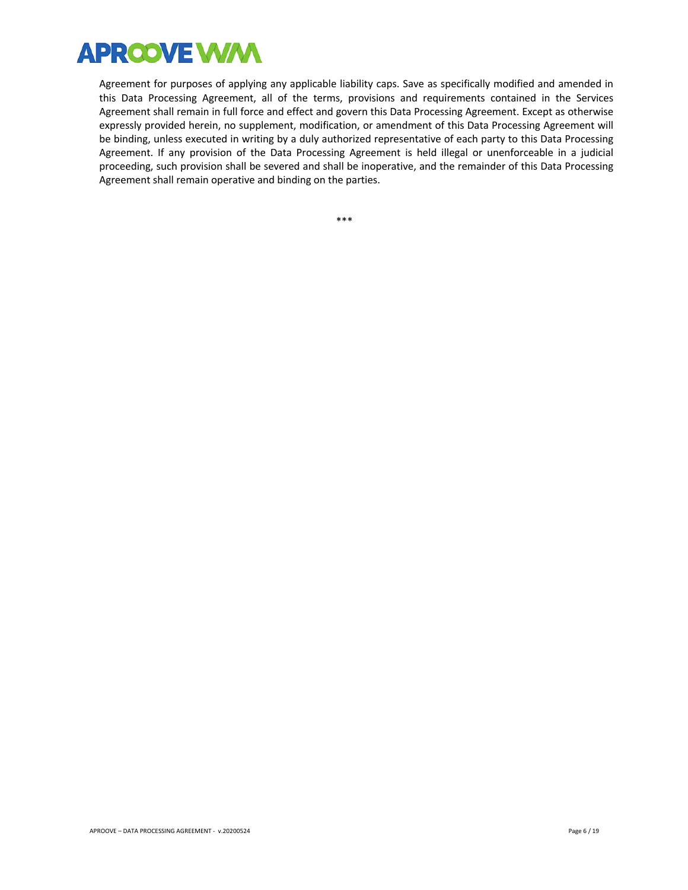Agreement for purposes of applying any applicable liability caps. Save as specifically modified and amended in this Data Processing Agreement, all of the terms, provisions and requirements contained in the Services Agreement shall remain in full force and effect and govern this Data Processing Agreement. Except as otherwise expressly provided herein, no supplement, modification, or amendment of this Data Processing Agreement will be binding, unless executed in writing by a duly authorized representative of each party to this Data Processing Agreement. If any provision of the Data Processing Agreement is held illegal or unenforceable in a judicial proceeding, such provision shall be severed and shall be inoperative, and the remainder of this Data Processing Agreement shall remain operative and binding on the parties.

***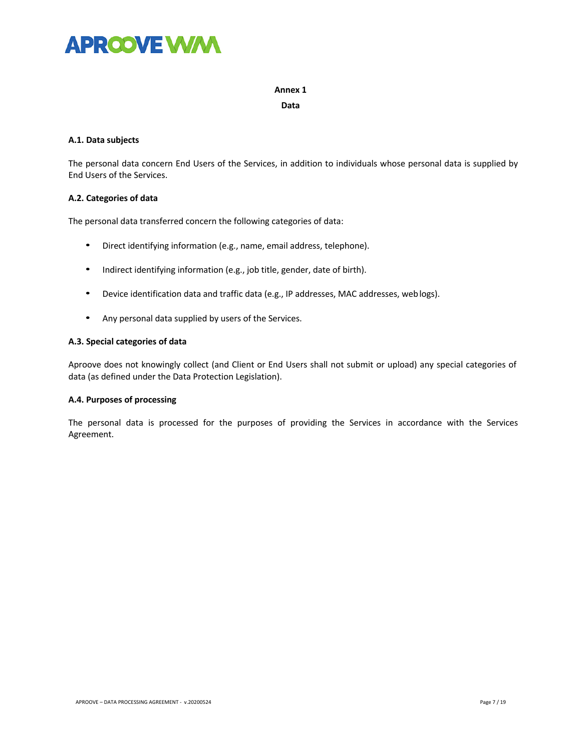# Annex 1

## Data

### A.1. Data subjects

The personal data concern End Users of the Services, in addition to individuals whose personal data is supplied by End Users of the Services.

### A.2. Categories of data

The personal data transferred concern the following categories of data:

- Direct identifying information (e.g., name, email address, telephone).
- Indirect identifying information (e.g., job title, gender, date of birth).
- Device identification data and traffic data (e.g., IP addresses, MAC addresses, web logs).
- Any personal data supplied by users of the Services.

### A.3. Special categories of data

Aproove does not knowingly collect (and Client or End Users shall not submit or upload) any special categories of data (as defined under the Data Protection Legislation).

### A.4. Purposes of processing

The personal data is processed for the purposes of providing the Services in accordance with the Services Agreement.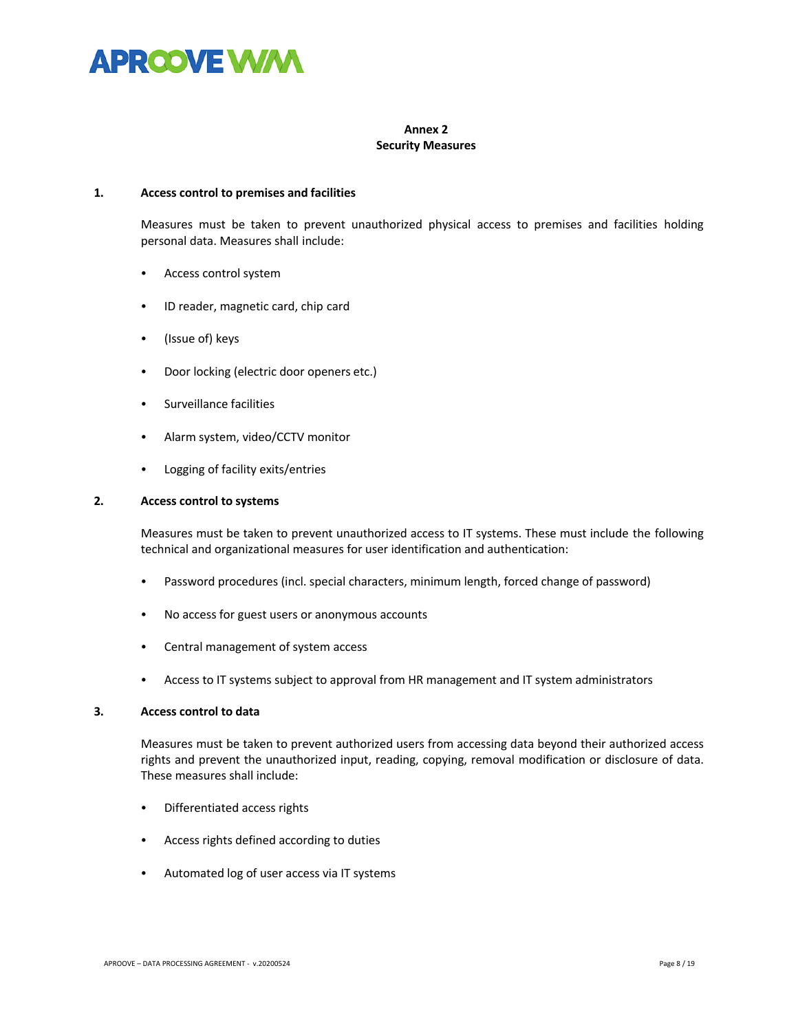# Annex 2
## Security Measures

### 1. Access control to premises and facilities

Measures must be taken to prevent unauthorized physical access to premises and facilities holding personal data. Measures shall include:

- Access control system
- ID reader, magnetic card, chip card
- (Issue of) keys
- Door locking (electric door openers etc.)
- Surveillance facilities
- Alarm system, video/CCTV monitor
- Logging of facility exits/entries

### 2. Access control to systems

Measures must be taken to prevent unauthorized access to IT systems. These must include the following technical and organizational measures for user identification and authentication:

- Password procedures (incl. special characters, minimum length, forced change of password)
- No access for guest users or anonymous accounts
- Central management of system access
- Access to IT systems subject to approval from HR management and IT system administrators

### 3. Access control to data

Measures must be taken to prevent authorized users from accessing data beyond their authorized access rights and prevent the unauthorized input, reading, copying, removal modification or disclosure of data. These measures shall include:

- Differentiated access rights
- Access rights defined according to duties
- Automated log of user access via IT systems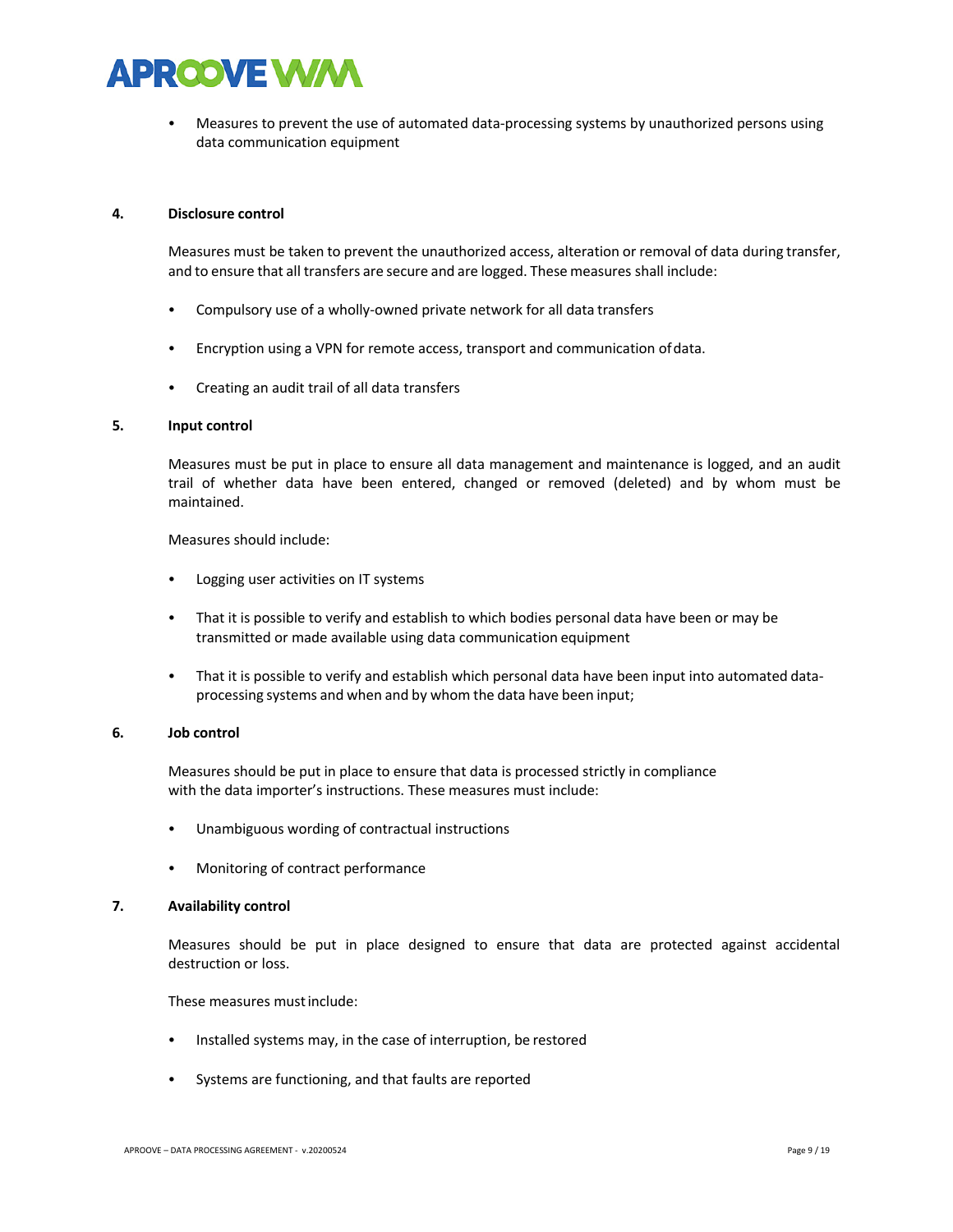- Measures to prevent the use of automated data-processing systems by unauthorized persons using data communication equipment

**4. Disclosure control**

Measures must be taken to prevent the unauthorized access, alteration or removal of data during transfer, and to ensure that all transfers are secure and are logged. These measures shall include:

- Compulsory use of a wholly-owned private network for all data transfers
- Encryption using a VPN for remote access, transport and communication of data.
- Creating an audit trail of all data transfers

**5. Input control**

Measures must be put in place to ensure all data management and maintenance is logged, and an audit trail of whether data have been entered, changed or removed (deleted) and by whom must be maintained.

Measures should include:

- Logging user activities on IT systems
- That it is possible to verify and establish to which bodies personal data have been or may be transmitted or made available using data communication equipment
- That it is possible to verify and establish which personal data have been input into automated data-processing systems and when and by whom the data have been input;

**6. Job control**

Measures should be put in place to ensure that data is processed strictly in compliance with the data importer's instructions. These measures must include:

- Unambiguous wording of contractual instructions
- Monitoring of contract performance

**7. Availability control**

Measures should be put in place designed to ensure that data are protected against accidental destruction or loss.

These measures must include:

- Installed systems may, in the case of interruption, be restored
- Systems are functioning, and that faults are reported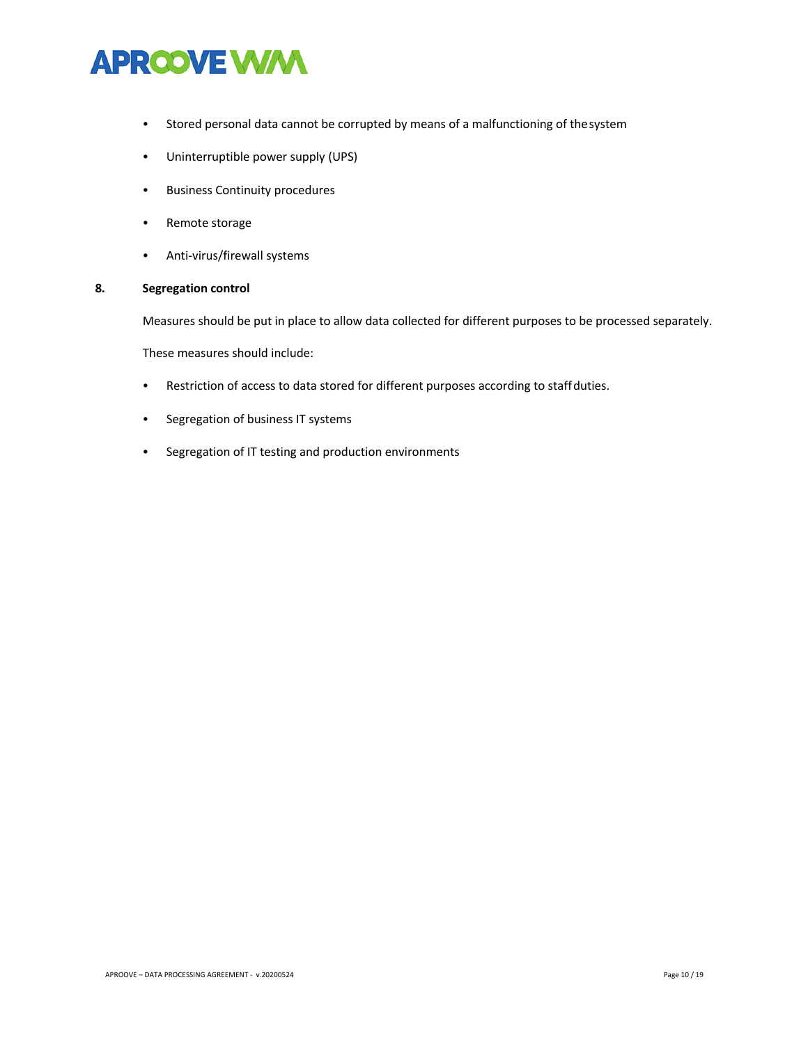- Stored personal data cannot be corrupted by means of a malfunctioning of the system
- Uninterruptible power supply (UPS)
- Business Continuity procedures
- Remote storage
- Anti-virus/firewall systems

### 8. Segregation control

Measures should be put in place to allow data collected for different purposes to be processed separately.

These measures should include:

- Restriction of access to data stored for different purposes according to staff duties.
- Segregation of business IT systems
- Segregation of IT testing and production environments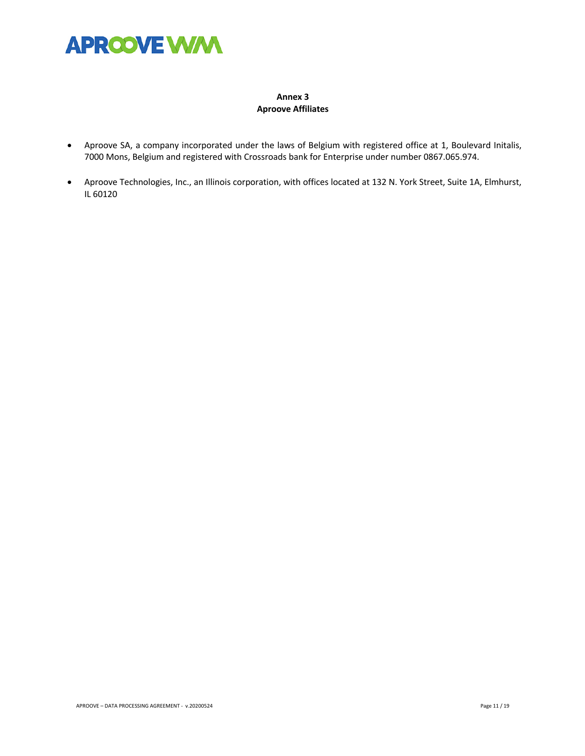**Annex 3**
**Aproove Affiliates**

- Aproove SA, a company incorporated under the laws of Belgium with registered office at 1, Boulevard Initalis, 7000 Mons, Belgium and registered with Crossroads bank for Enterprise under number 0867.065.974.
- Aproove Technologies, Inc., an Illinois corporation, with offices located at 132 N. York Street, Suite 1A, Elmhurst, IL 60120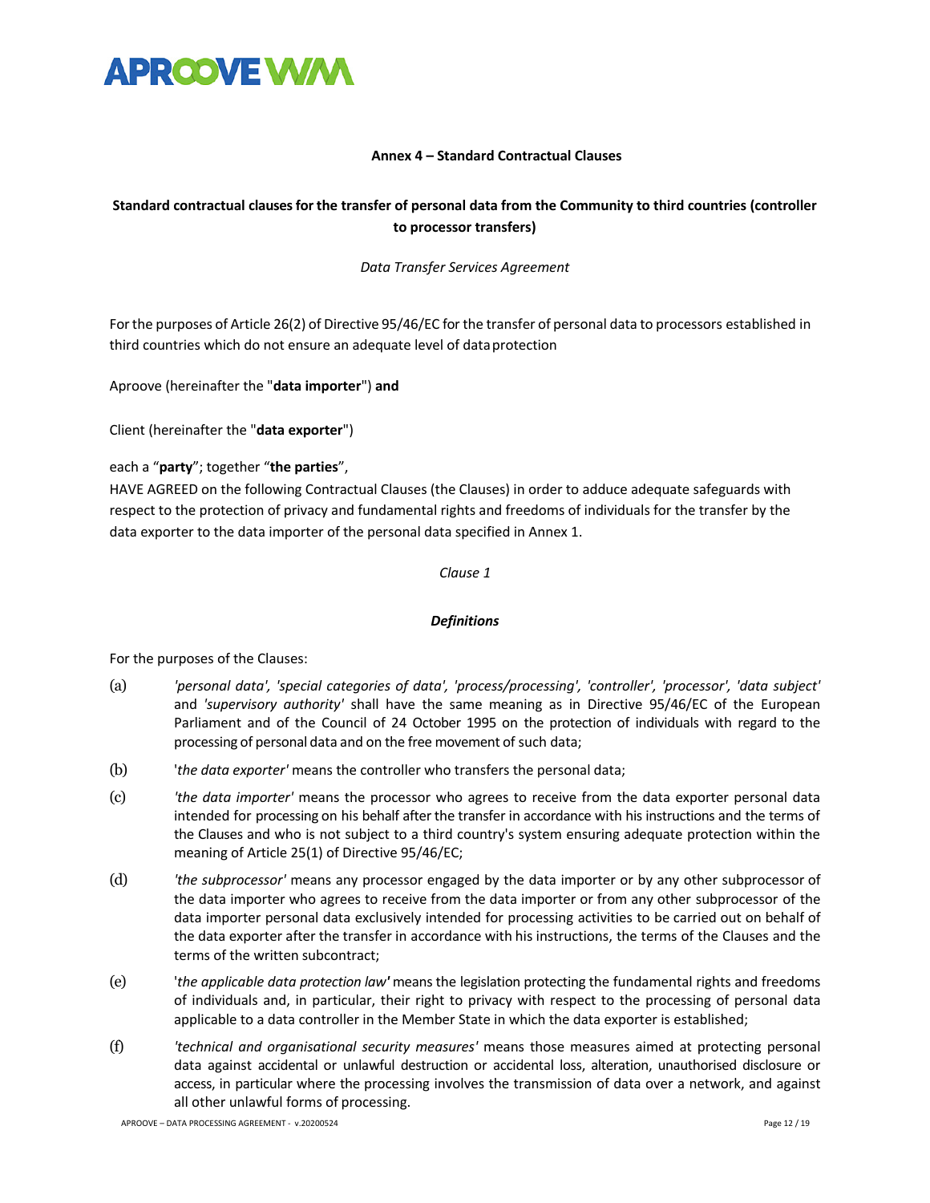**Annex 4 – Standard Contractual Clauses**

**Standard contractual clauses for the transfer of personal data from the Community to third countries (controller to processor transfers)**

*Data Transfer Services Agreement*

For the purposes of Article 26(2) of Directive 95/46/EC for the transfer of personal data to processors established in third countries which do not ensure an adequate level of data protection

Aproove (hereinafter the "**data importer**") **and**

Client (hereinafter the "**data exporter**")

each a "**party**"; together "**the parties**",
HAVE AGREED on the following Contractual Clauses (the Clauses) in order to adduce adequate safeguards with respect to the protection of privacy and fundamental rights and freedoms of individuals for the transfer by the data exporter to the data importer of the personal data specified in Annex 1.

*Clause 1*

***Definitions***

For the purposes of the Clauses:

(a) *'personal data', 'special categories of data', 'process/processing', 'controller', 'processor', 'data subject'* and *'supervisory authority'* shall have the same meaning as in Directive 95/46/EC of the European Parliament and of the Council of 24 October 1995 on the protection of individuals with regard to the processing of personal data and on the free movement of such data;

(b) '*the data exporter'* means the controller who transfers the personal data;

(c) *'the data importer'* means the processor who agrees to receive from the data exporter personal data intended for processing on his behalf after the transfer in accordance with his instructions and the terms of the Clauses and who is not subject to a third country's system ensuring adequate protection within the meaning of Article 25(1) of Directive 95/46/EC;

(d) *'the subprocessor'* means any processor engaged by the data importer or by any other subprocessor of the data importer who agrees to receive from the data importer or from any other subprocessor of the data importer personal data exclusively intended for processing activities to be carried out on behalf of the data exporter after the transfer in accordance with his instructions, the terms of the Clauses and the terms of the written subcontract;

(e) '*the applicable data protection law'* means the legislation protecting the fundamental rights and freedoms of individuals and, in particular, their right to privacy with respect to the processing of personal data applicable to a data controller in the Member State in which the data exporter is established;

(f) *'technical and organisational security measures'* means those measures aimed at protecting personal data against accidental or unlawful destruction or accidental loss, alteration, unauthorised disclosure or access, in particular where the processing involves the transmission of data over a network, and against all other unlawful forms of processing.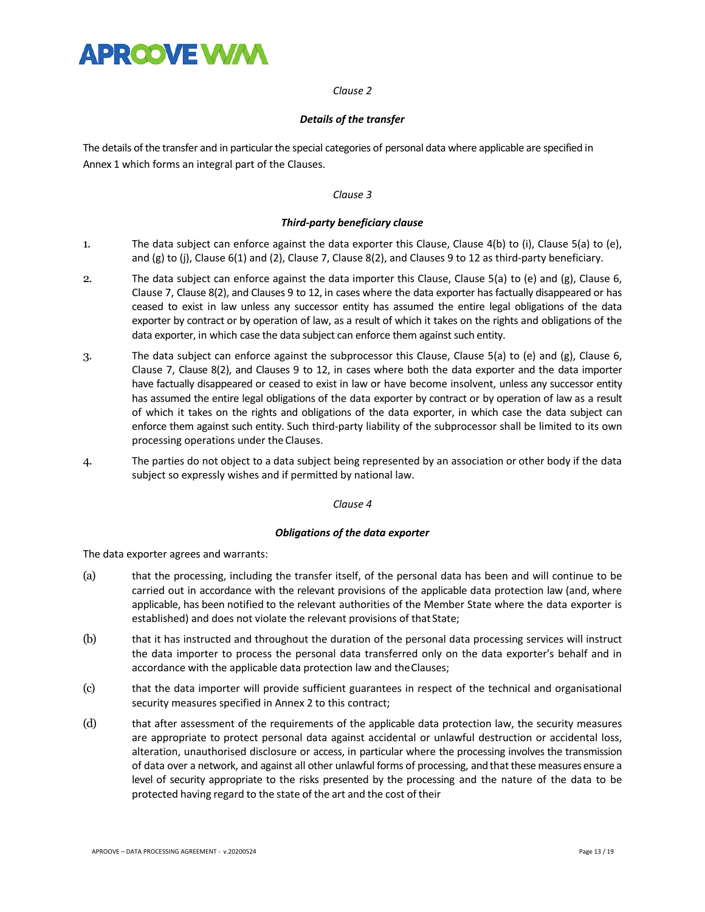*Clause 2*

***Details of the transfer***

The details of the transfer and in particular the special categories of personal data where applicable are specified in Annex 1 which forms an integral part of the Clauses.

*Clause 3*

***Third-party beneficiary clause***

1. The data subject can enforce against the data exporter this Clause, Clause 4(b) to (i), Clause 5(a) to (e), and (g) to (j), Clause 6(1) and (2), Clause 7, Clause 8(2), and Clauses 9 to 12 as third-party beneficiary.

2. The data subject can enforce against the data importer this Clause, Clause 5(a) to (e) and (g), Clause 6, Clause 7, Clause 8(2), and Clauses 9 to 12, in cases where the data exporter has factually disappeared or has ceased to exist in law unless any successor entity has assumed the entire legal obligations of the data exporter by contract or by operation of law, as a result of which it takes on the rights and obligations of the data exporter, in which case the data subject can enforce them against such entity.

3. The data subject can enforce against the subprocessor this Clause, Clause 5(a) to (e) and (g), Clause 6, Clause 7, Clause 8(2), and Clauses 9 to 12, in cases where both the data exporter and the data importer have factually disappeared or ceased to exist in law or have become insolvent, unless any successor entity has assumed the entire legal obligations of the data exporter by contract or by operation of law as a result of which it takes on the rights and obligations of the data exporter, in which case the data subject can enforce them against such entity. Such third-party liability of the subprocessor shall be limited to its own processing operations under the Clauses.

4. The parties do not object to a data subject being represented by an association or other body if the data subject so expressly wishes and if permitted by national law.

*Clause 4*

***Obligations of the data exporter***

The data exporter agrees and warrants:

(a) that the processing, including the transfer itself, of the personal data has been and will continue to be carried out in accordance with the relevant provisions of the applicable data protection law (and, where applicable, has been notified to the relevant authorities of the Member State where the data exporter is established) and does not violate the relevant provisions of that State;

(b) that it has instructed and throughout the duration of the personal data processing services will instruct the data importer to process the personal data transferred only on the data exporter's behalf and in accordance with the applicable data protection law and the Clauses;

(c) that the data importer will provide sufficient guarantees in respect of the technical and organisational security measures specified in Annex 2 to this contract;

(d) that after assessment of the requirements of the applicable data protection law, the security measures are appropriate to protect personal data against accidental or unlawful destruction or accidental loss, alteration, unauthorised disclosure or access, in particular where the processing involves the transmission of data over a network, and against all other unlawful forms of processing, and that these measures ensure a level of security appropriate to the risks presented by the processing and the nature of the data to be protected having regard to the state of the art and the cost of their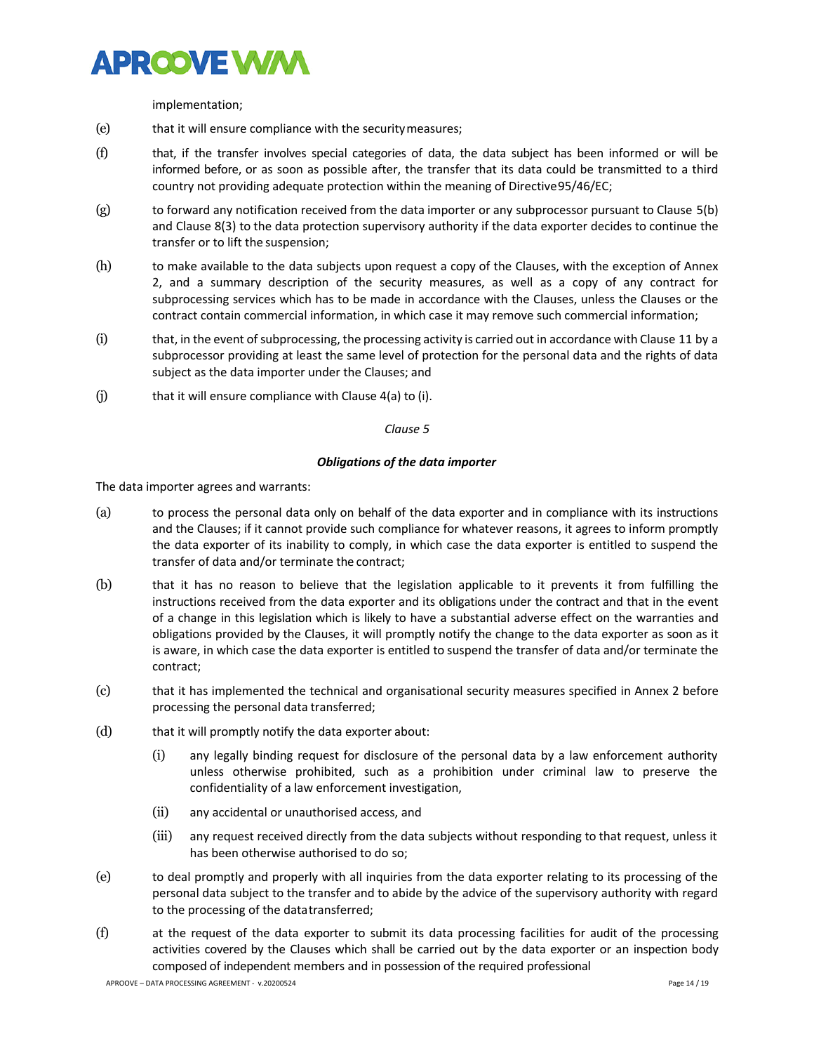implementation;

(e) that it will ensure compliance with the security measures;

(f) that, if the transfer involves special categories of data, the data subject has been informed or will be informed before, or as soon as possible after, the transfer that its data could be transmitted to a third country not providing adequate protection within the meaning of Directive 95/46/EC;

(g) to forward any notification received from the data importer or any subprocessor pursuant to Clause 5(b) and Clause 8(3) to the data protection supervisory authority if the data exporter decides to continue the transfer or to lift the suspension;

(h) to make available to the data subjects upon request a copy of the Clauses, with the exception of Annex 2, and a summary description of the security measures, as well as a copy of any contract for subprocessing services which has to be made in accordance with the Clauses, unless the Clauses or the contract contain commercial information, in which case it may remove such commercial information;

(i) that, in the event of subprocessing, the processing activity is carried out in accordance with Clause 11 by a subprocessor providing at least the same level of protection for the personal data and the rights of data subject as the data importer under the Clauses; and

(j) that it will ensure compliance with Clause 4(a) to (i).

*Clause 5*

***Obligations of the data importer***

The data importer agrees and warrants:

(a) to process the personal data only on behalf of the data exporter and in compliance with its instructions and the Clauses; if it cannot provide such compliance for whatever reasons, it agrees to inform promptly the data exporter of its inability to comply, in which case the data exporter is entitled to suspend the transfer of data and/or terminate the contract;

(b) that it has no reason to believe that the legislation applicable to it prevents it from fulfilling the instructions received from the data exporter and its obligations under the contract and that in the event of a change in this legislation which is likely to have a substantial adverse effect on the warranties and obligations provided by the Clauses, it will promptly notify the change to the data exporter as soon as it is aware, in which case the data exporter is entitled to suspend the transfer of data and/or terminate the contract;

(c) that it has implemented the technical and organisational security measures specified in Annex 2 before processing the personal data transferred;

(d) that it will promptly notify the data exporter about:

  (i) any legally binding request for disclosure of the personal data by a law enforcement authority unless otherwise prohibited, such as a prohibition under criminal law to preserve the confidentiality of a law enforcement investigation,

  (ii) any accidental or unauthorised access, and

  (iii) any request received directly from the data subjects without responding to that request, unless it has been otherwise authorised to do so;

(e) to deal promptly and properly with all inquiries from the data exporter relating to its processing of the personal data subject to the transfer and to abide by the advice of the supervisory authority with regard to the processing of the data transferred;

(f) at the request of the data exporter to submit its data processing facilities for audit of the processing activities covered by the Clauses which shall be carried out by the data exporter or an inspection body composed of independent members and in possession of the required professional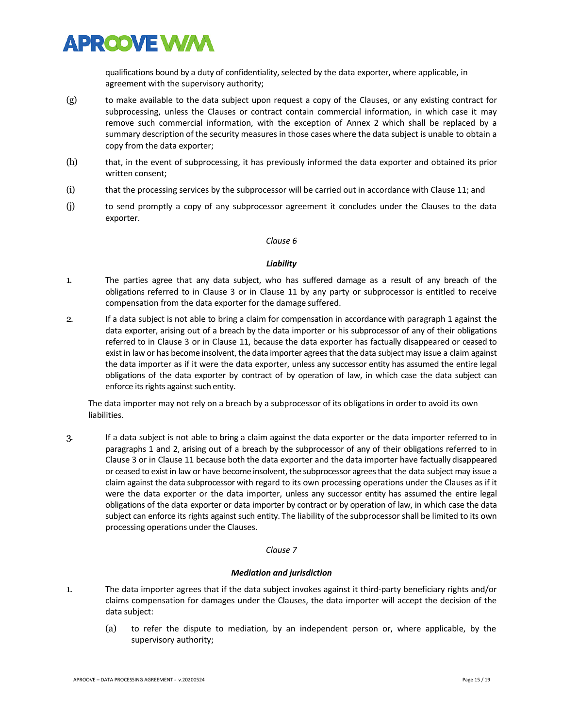qualifications bound by a duty of confidentiality, selected by the data exporter, where applicable, in agreement with the supervisory authority;

(g) to make available to the data subject upon request a copy of the Clauses, or any existing contract for subprocessing, unless the Clauses or contract contain commercial information, in which case it may remove such commercial information, with the exception of Annex 2 which shall be replaced by a summary description of the security measures in those cases where the data subject is unable to obtain a copy from the data exporter;

(h) that, in the event of subprocessing, it has previously informed the data exporter and obtained its prior written consent;

(i) that the processing services by the subprocessor will be carried out in accordance with Clause 11; and

(j) to send promptly a copy of any subprocessor agreement it concludes under the Clauses to the data exporter.

*Clause 6*

***Liability***

1. The parties agree that any data subject, who has suffered damage as a result of any breach of the obligations referred to in Clause 3 or in Clause 11 by any party or subprocessor is entitled to receive compensation from the data exporter for the damage suffered.

2. If a data subject is not able to bring a claim for compensation in accordance with paragraph 1 against the data exporter, arising out of a breach by the data importer or his subprocessor of any of their obligations referred to in Clause 3 or in Clause 11, because the data exporter has factually disappeared or ceased to exist in law or has become insolvent, the data importer agrees that the data subject may issue a claim against the data importer as if it were the data exporter, unless any successor entity has assumed the entire legal obligations of the data exporter by contract of by operation of law, in which case the data subject can enforce its rights against such entity.

The data importer may not rely on a breach by a subprocessor of its obligations in order to avoid its own liabilities.

3. If a data subject is not able to bring a claim against the data exporter or the data importer referred to in paragraphs 1 and 2, arising out of a breach by the subprocessor of any of their obligations referred to in Clause 3 or in Clause 11 because both the data exporter and the data importer have factually disappeared or ceased to exist in law or have become insolvent, the subprocessor agrees that the data subject may issue a claim against the data subprocessor with regard to its own processing operations under the Clauses as if it were the data exporter or the data importer, unless any successor entity has assumed the entire legal obligations of the data exporter or data importer by contract or by operation of law, in which case the data subject can enforce its rights against such entity. The liability of the subprocessor shall be limited to its own processing operations under the Clauses.

*Clause 7*

***Mediation and jurisdiction***

1. The data importer agrees that if the data subject invokes against it third-party beneficiary rights and/or claims compensation for damages under the Clauses, the data importer will accept the decision of the data subject:

   (a) to refer the dispute to mediation, by an independent person or, where applicable, by the supervisory authority;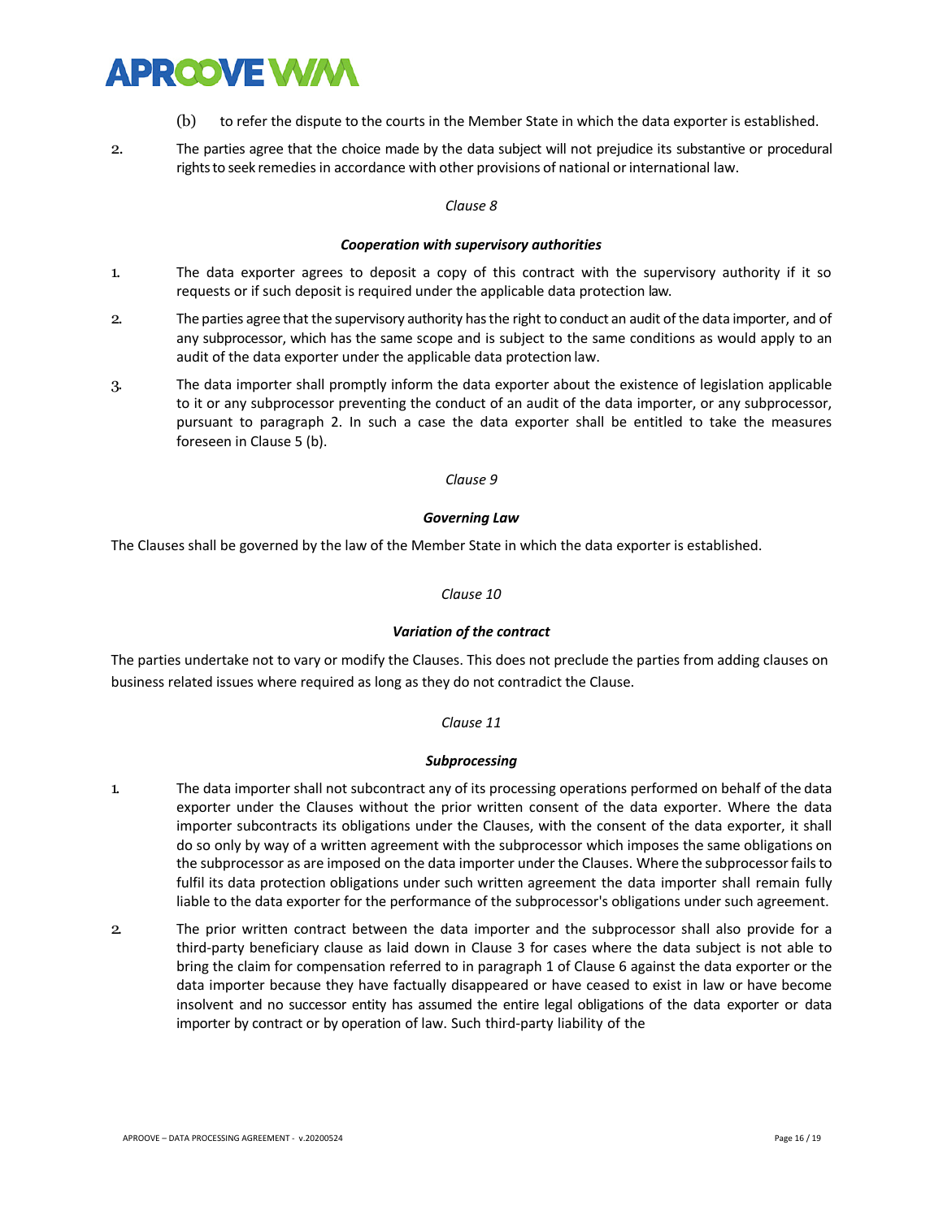(b) to refer the dispute to the courts in the Member State in which the data exporter is established.

2. The parties agree that the choice made by the data subject will not prejudice its substantive or procedural rights to seek remedies in accordance with other provisions of national or international law.

*Clause 8*

***Cooperation with supervisory authorities***

1. The data exporter agrees to deposit a copy of this contract with the supervisory authority if it so requests or if such deposit is required under the applicable data protection law.

2. The parties agree that the supervisory authority has the right to conduct an audit of the data importer, and of any subprocessor, which has the same scope and is subject to the same conditions as would apply to an audit of the data exporter under the applicable data protection law.

3. The data importer shall promptly inform the data exporter about the existence of legislation applicable to it or any subprocessor preventing the conduct of an audit of the data importer, or any subprocessor, pursuant to paragraph 2. In such a case the data exporter shall be entitled to take the measures foreseen in Clause 5 (b).

*Clause 9*

***Governing Law***

The Clauses shall be governed by the law of the Member State in which the data exporter is established.

*Clause 10*

***Variation of the contract***

The parties undertake not to vary or modify the Clauses. This does not preclude the parties from adding clauses on business related issues where required as long as they do not contradict the Clause.

*Clause 11*

***Subprocessing***

1. The data importer shall not subcontract any of its processing operations performed on behalf of the data exporter under the Clauses without the prior written consent of the data exporter. Where the data importer subcontracts its obligations under the Clauses, with the consent of the data exporter, it shall do so only by way of a written agreement with the subprocessor which imposes the same obligations on the subprocessor as are imposed on the data importer under the Clauses. Where the subprocessor fails to fulfil its data protection obligations under such written agreement the data importer shall remain fully liable to the data exporter for the performance of the subprocessor's obligations under such agreement.

2. The prior written contract between the data importer and the subprocessor shall also provide for a third-party beneficiary clause as laid down in Clause 3 for cases where the data subject is not able to bring the claim for compensation referred to in paragraph 1 of Clause 6 against the data exporter or the data importer because they have factually disappeared or have ceased to exist in law or have become insolvent and no successor entity has assumed the entire legal obligations of the data exporter or data importer by contract or by operation of law. Such third-party liability of the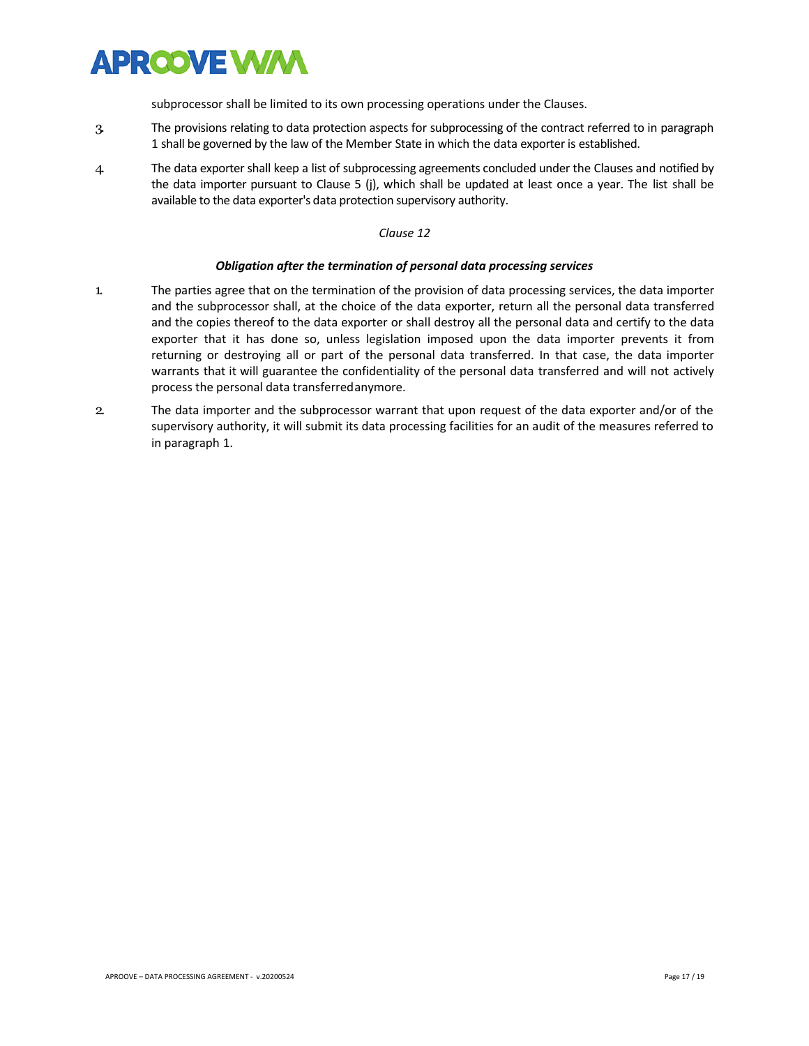subprocessor shall be limited to its own processing operations under the Clauses.

3. The provisions relating to data protection aspects for subprocessing of the contract referred to in paragraph 1 shall be governed by the law of the Member State in which the data exporter is established.

4. The data exporter shall keep a list of subprocessing agreements concluded under the Clauses and notified by the data importer pursuant to Clause 5 (j), which shall be updated at least once a year. The list shall be available to the data exporter's data protection supervisory authority.

*Clause 12*

***Obligation after the termination of personal data processing services***

1. The parties agree that on the termination of the provision of data processing services, the data importer and the subprocessor shall, at the choice of the data exporter, return all the personal data transferred and the copies thereof to the data exporter or shall destroy all the personal data and certify to the data exporter that it has done so, unless legislation imposed upon the data importer prevents it from returning or destroying all or part of the personal data transferred. In that case, the data importer warrants that it will guarantee the confidentiality of the personal data transferred and will not actively process the personal data transferred anymore.

2. The data importer and the subprocessor warrant that upon request of the data exporter and/or of the supervisory authority, it will submit its data processing facilities for an audit of the measures referred to in paragraph 1.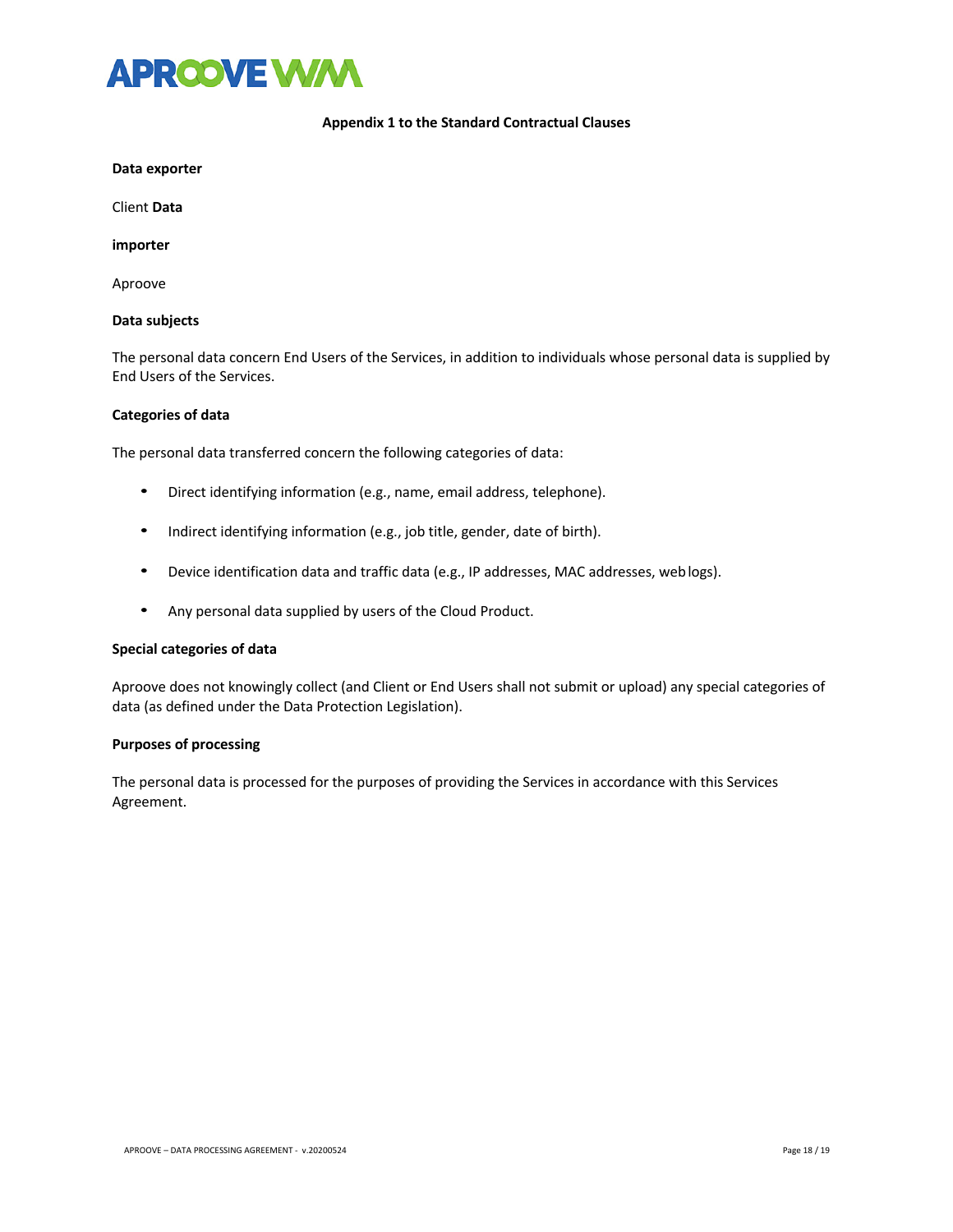### Appendix 1 to the Standard Contractual Clauses

**Data exporter**

Client **Data**

**importer**

Aproove

**Data subjects**

The personal data concern End Users of the Services, in addition to individuals whose personal data is supplied by End Users of the Services.

**Categories of data**

The personal data transferred concern the following categories of data:

- Direct identifying information (e.g., name, email address, telephone).
- Indirect identifying information (e.g., job title, gender, date of birth).
- Device identification data and traffic data (e.g., IP addresses, MAC addresses, web logs).
- Any personal data supplied by users of the Cloud Product.

**Special categories of data**

Aproove does not knowingly collect (and Client or End Users shall not submit or upload) any special categories of data (as defined under the Data Protection Legislation).

**Purposes of processing**

The personal data is processed for the purposes of providing the Services in accordance with this Services Agreement.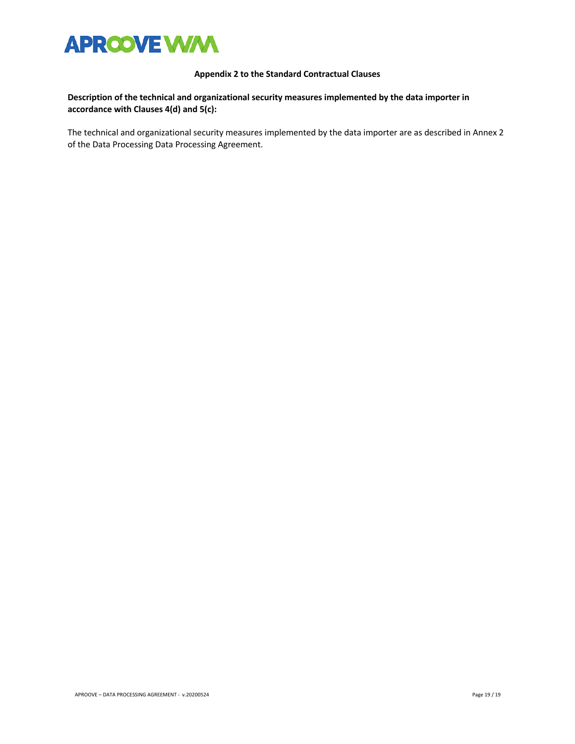**Appendix 2 to the Standard Contractual Clauses**

**Description of the technical and organizational security measures implemented by the data importer in accordance with Clauses 4(d) and 5(c):**

The technical and organizational security measures implemented by the data importer are as described in Annex 2 of the Data Processing Data Processing Agreement.